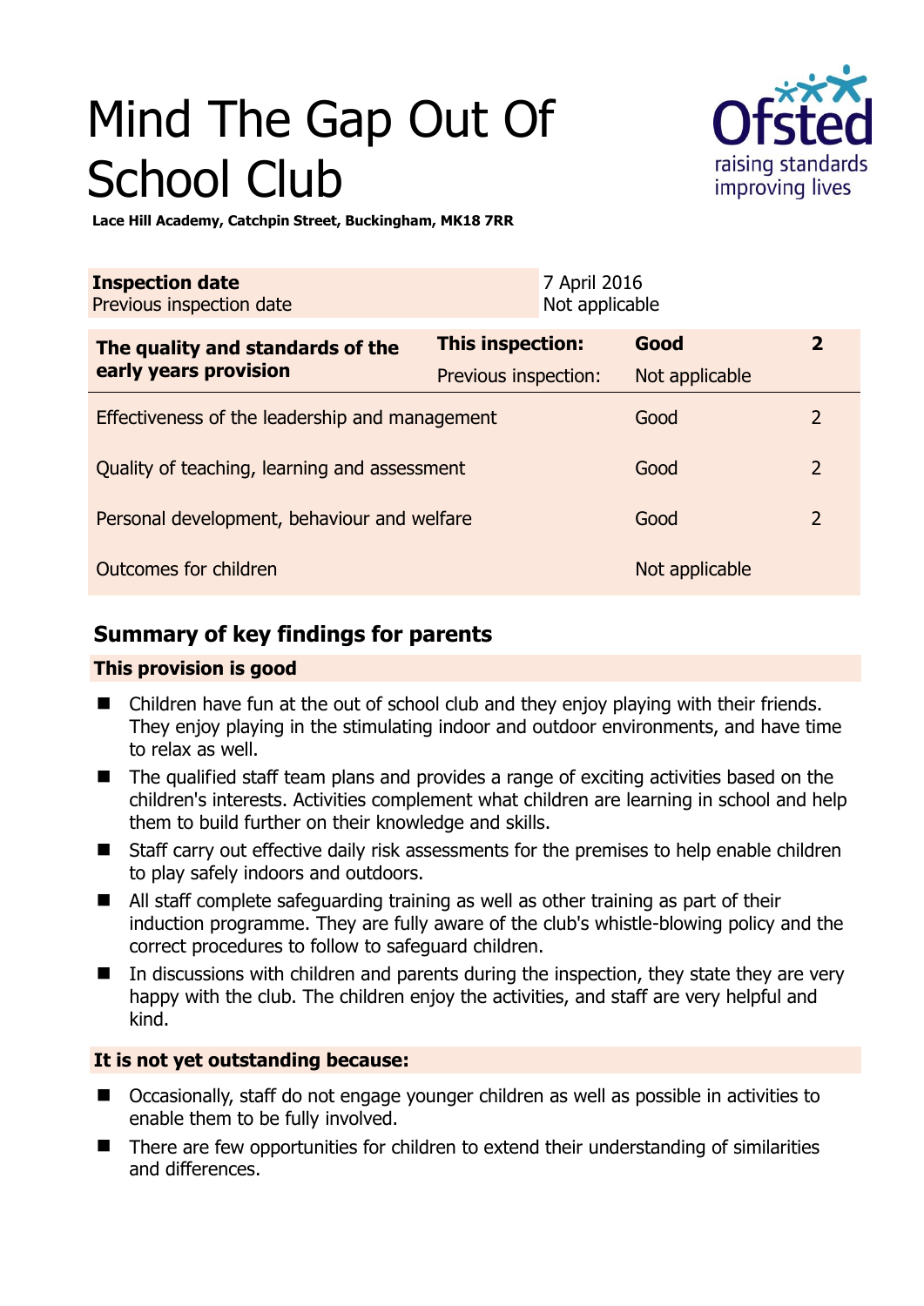# Mind The Gap Out Of School Club

**Lace Hill Academy, Catchpin Street, Buckingham, MK18 7RR**

| **Inspection date** | 7 April 2016 |
|---|---|
| Previous inspection date | Not applicable |

| **The quality and standards of the early years provision** | **This inspection:** | **Good** | **2** |
|---|---|---|---|
| | Previous inspection: | Not applicable | |
| Effectiveness of the leadership and management | | Good | 2 |
| Quality of teaching, learning and assessment | | Good | 2 |
| Personal development, behaviour and welfare | | Good | 2 |
| Outcomes for children | | Not applicable | |

## Summary of key findings for parents

**This provision is good**

- Children have fun at the out of school club and they enjoy playing with their friends. They enjoy playing in the stimulating indoor and outdoor environments, and have time to relax as well.
- The qualified staff team plans and provides a range of exciting activities based on the children's interests. Activities complement what children are learning in school and help them to build further on their knowledge and skills.
- Staff carry out effective daily risk assessments for the premises to help enable children to play safely indoors and outdoors.
- All staff complete safeguarding training as well as other training as part of their induction programme. They are fully aware of the club's whistle-blowing policy and the correct procedures to follow to safeguard children.
- In discussions with children and parents during the inspection, they state they are very happy with the club. The children enjoy the activities, and staff are very helpful and kind.

**It is not yet outstanding because:**

- Occasionally, staff do not engage younger children as well as possible in activities to enable them to be fully involved.
- There are few opportunities for children to extend their understanding of similarities and differences.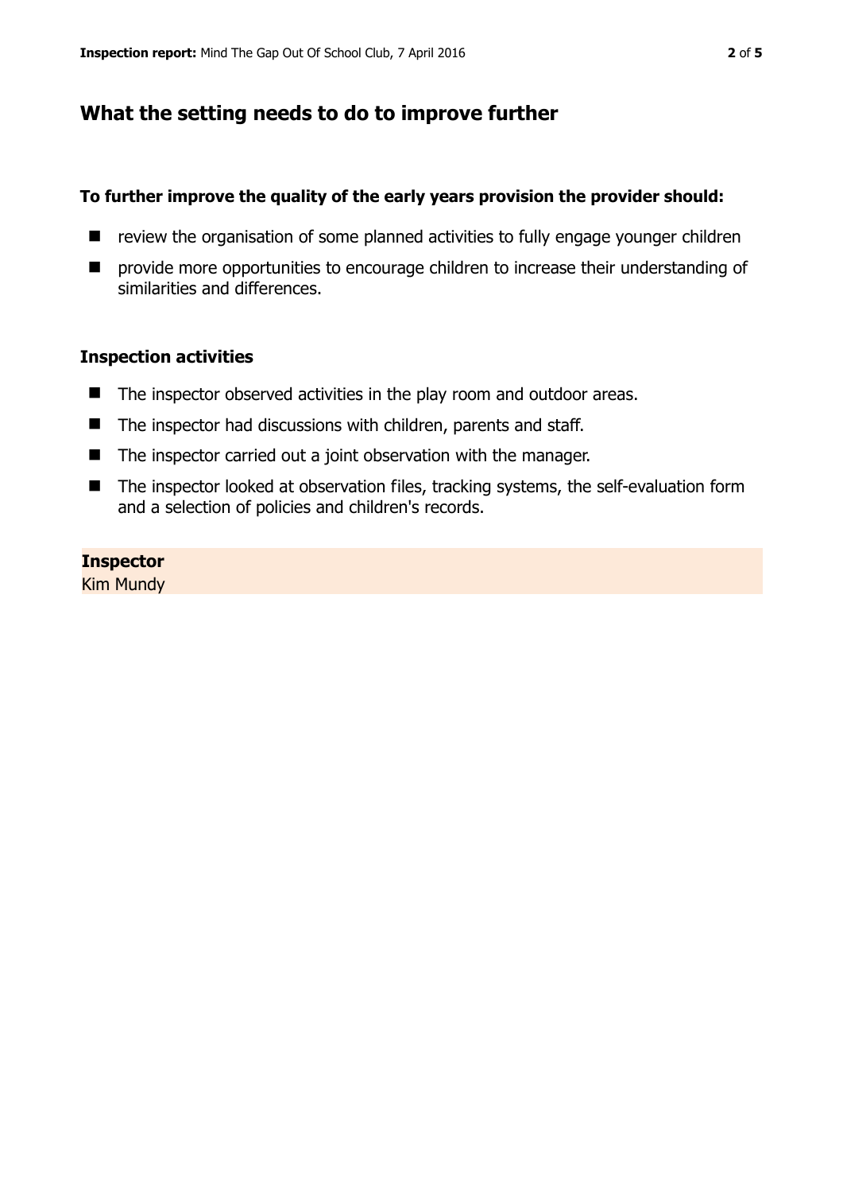## What the setting needs to do to improve further

**To further improve the quality of the early years provision the provider should:**

- review the organisation of some planned activities to fully engage younger children
- provide more opportunities to encourage children to increase their understanding of similarities and differences.

### Inspection activities

- The inspector observed activities in the play room and outdoor areas.
- The inspector had discussions with children, parents and staff.
- The inspector carried out a joint observation with the manager.
- The inspector looked at observation files, tracking systems, the self-evaluation form and a selection of policies and children's records.

**Inspector**
Kim Mundy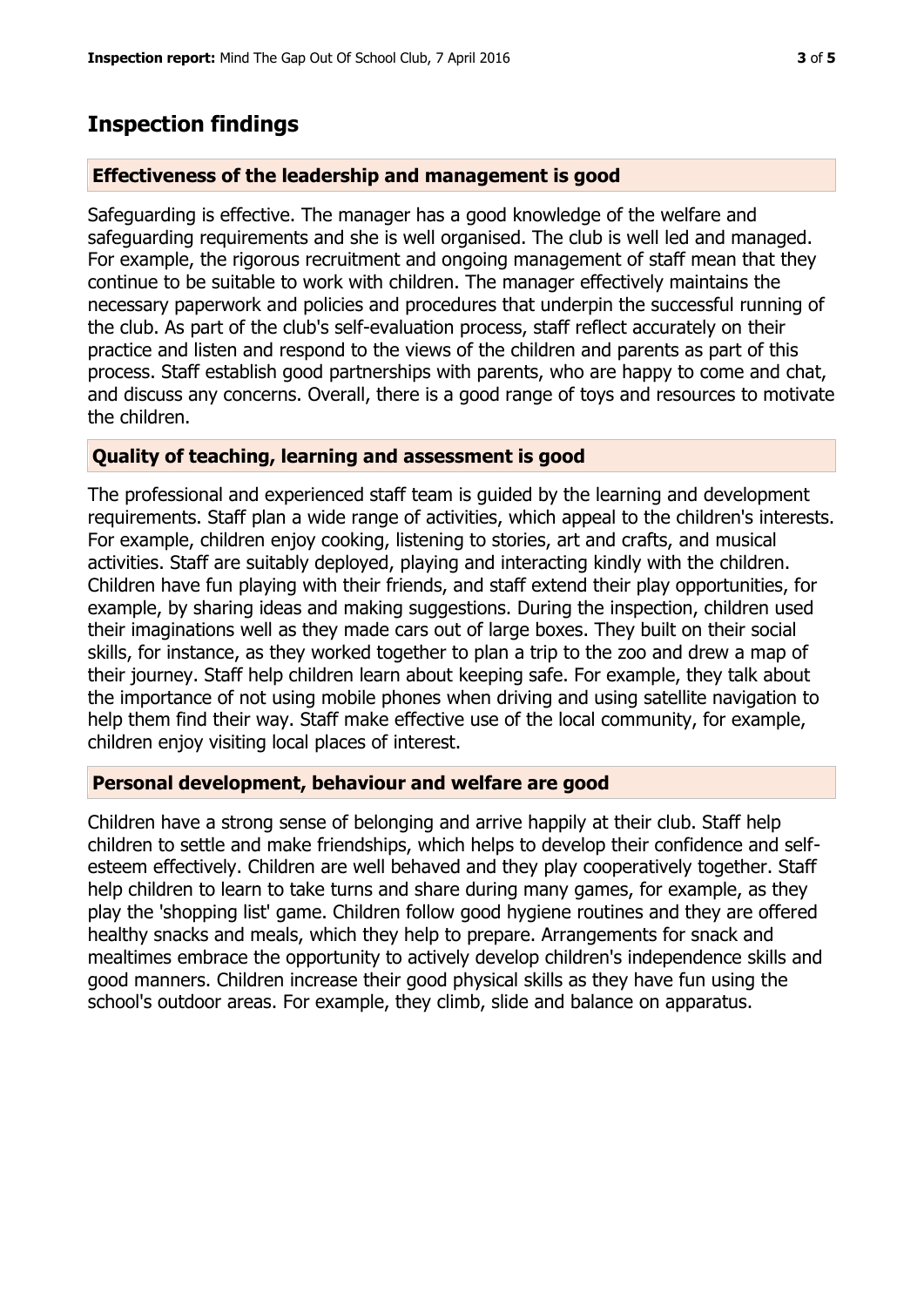# Inspection findings

## Effectiveness of the leadership and management is good

Safeguarding is effective. The manager has a good knowledge of the welfare and safeguarding requirements and she is well organised. The club is well led and managed. For example, the rigorous recruitment and ongoing management of staff mean that they continue to be suitable to work with children. The manager effectively maintains the necessary paperwork and policies and procedures that underpin the successful running of the club. As part of the club's self-evaluation process, staff reflect accurately on their practice and listen and respond to the views of the children and parents as part of this process. Staff establish good partnerships with parents, who are happy to come and chat, and discuss any concerns. Overall, there is a good range of toys and resources to motivate the children.

## Quality of teaching, learning and assessment is good

The professional and experienced staff team is guided by the learning and development requirements. Staff plan a wide range of activities, which appeal to the children's interests. For example, children enjoy cooking, listening to stories, art and crafts, and musical activities. Staff are suitably deployed, playing and interacting kindly with the children. Children have fun playing with their friends, and staff extend their play opportunities, for example, by sharing ideas and making suggestions. During the inspection, children used their imaginations well as they made cars out of large boxes. They built on their social skills, for instance, as they worked together to plan a trip to the zoo and drew a map of their journey. Staff help children learn about keeping safe. For example, they talk about the importance of not using mobile phones when driving and using satellite navigation to help them find their way. Staff make effective use of the local community, for example, children enjoy visiting local places of interest.

## Personal development, behaviour and welfare are good

Children have a strong sense of belonging and arrive happily at their club. Staff help children to settle and make friendships, which helps to develop their confidence and self-esteem effectively. Children are well behaved and they play cooperatively together. Staff help children to learn to take turns and share during many games, for example, as they play the 'shopping list' game. Children follow good hygiene routines and they are offered healthy snacks and meals, which they help to prepare. Arrangements for snack and mealtimes embrace the opportunity to actively develop children's independence skills and good manners. Children increase their good physical skills as they have fun using the school's outdoor areas. For example, they climb, slide and balance on apparatus.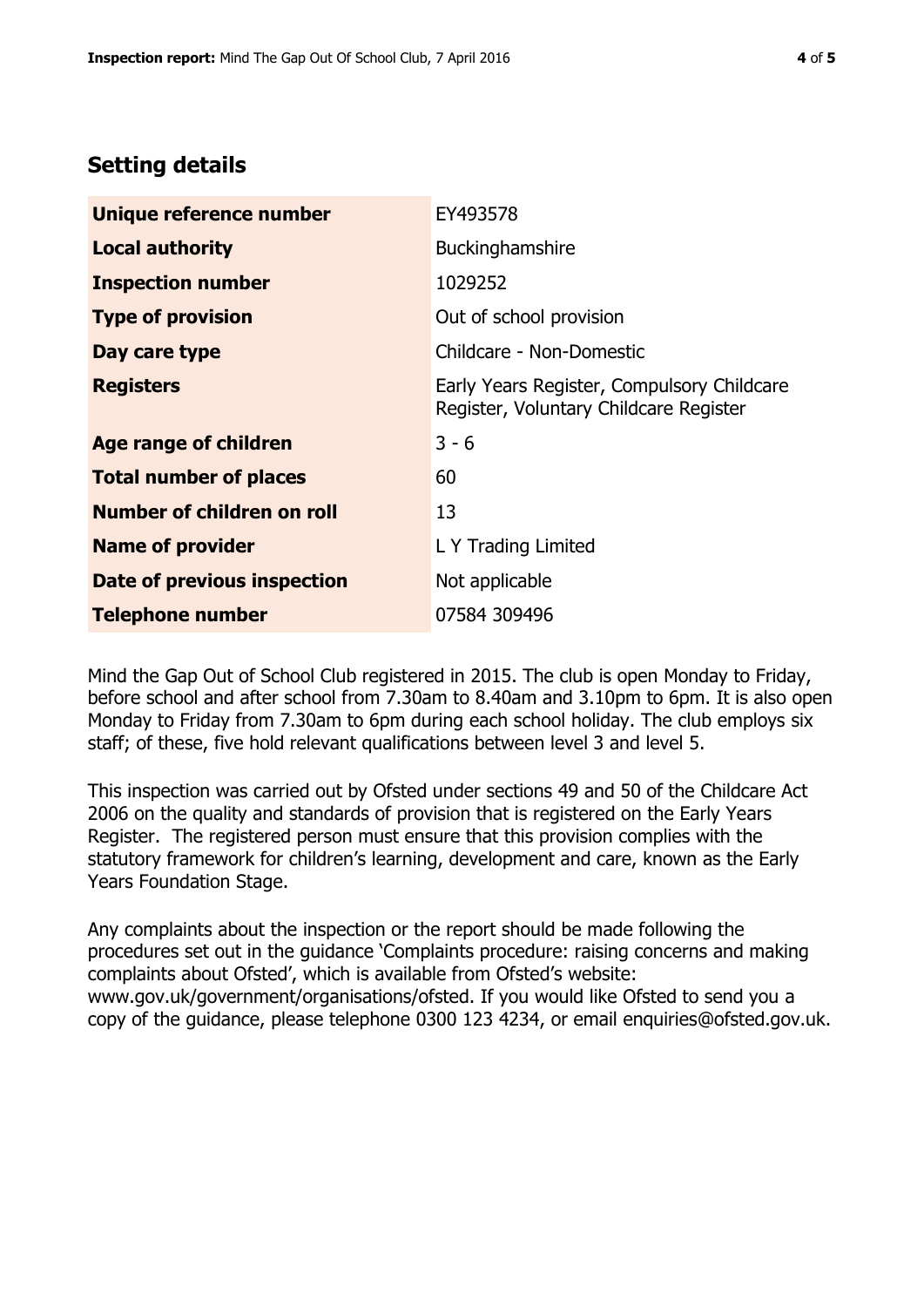## Setting details

| | |
|---|---|
| **Unique reference number** | EY493578 |
| **Local authority** | Buckinghamshire |
| **Inspection number** | 1029252 |
| **Type of provision** | Out of school provision |
| **Day care type** | Childcare - Non-Domestic |
| **Registers** | Early Years Register, Compulsory Childcare Register, Voluntary Childcare Register |
| **Age range of children** | 3 - 6 |
| **Total number of places** | 60 |
| **Number of children on roll** | 13 |
| **Name of provider** | L Y Trading Limited |
| **Date of previous inspection** | Not applicable |
| **Telephone number** | 07584 309496 |

Mind the Gap Out of School Club registered in 2015. The club is open Monday to Friday, before school and after school from 7.30am to 8.40am and 3.10pm to 6pm. It is also open Monday to Friday from 7.30am to 6pm during each school holiday. The club employs six staff; of these, five hold relevant qualifications between level 3 and level 5.

This inspection was carried out by Ofsted under sections 49 and 50 of the Childcare Act 2006 on the quality and standards of provision that is registered on the Early Years Register. The registered person must ensure that this provision complies with the statutory framework for children's learning, development and care, known as the Early Years Foundation Stage.

Any complaints about the inspection or the report should be made following the procedures set out in the guidance 'Complaints procedure: raising concerns and making complaints about Ofsted', which is available from Ofsted's website: www.gov.uk/government/organisations/ofsted. If you would like Ofsted to send you a copy of the guidance, please telephone 0300 123 4234, or email enquiries@ofsted.gov.uk.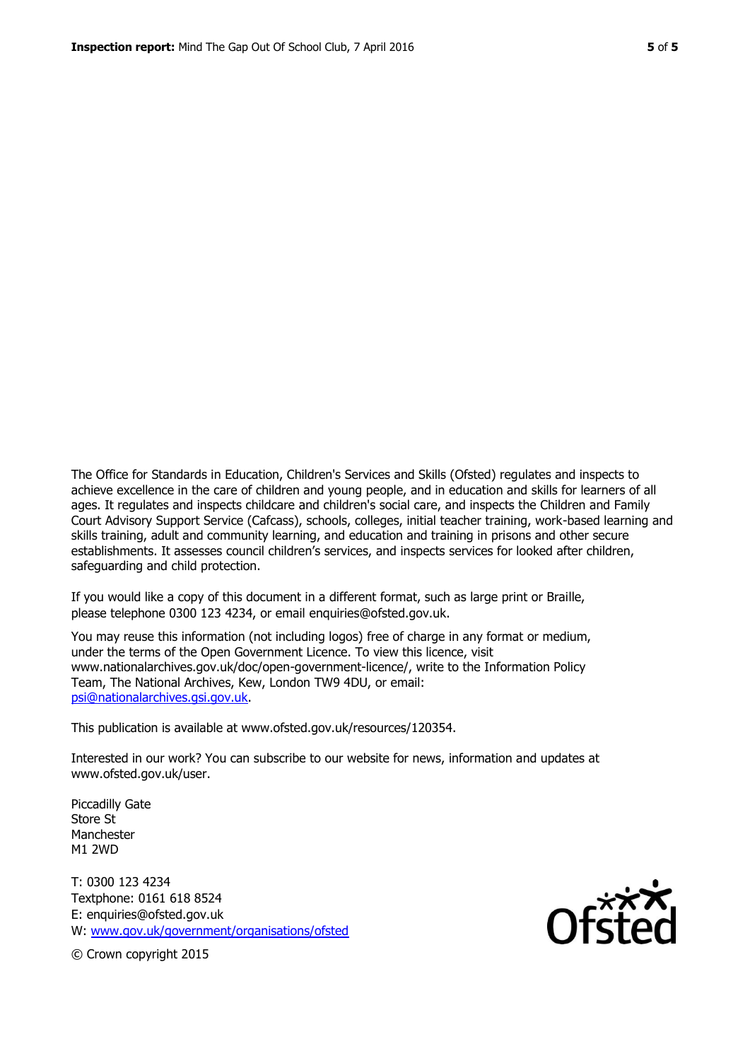The Office for Standards in Education, Children's Services and Skills (Ofsted) regulates and inspects to achieve excellence in the care of children and young people, and in education and skills for learners of all ages. It regulates and inspects childcare and children's social care, and inspects the Children and Family Court Advisory Support Service (Cafcass), schools, colleges, initial teacher training, work-based learning and skills training, adult and community learning, and education and training in prisons and other secure establishments. It assesses council children's services, and inspects services for looked after children, safeguarding and child protection.

If you would like a copy of this document in a different format, such as large print or Braille, please telephone 0300 123 4234, or email enquiries@ofsted.gov.uk.

You may reuse this information (not including logos) free of charge in any format or medium, under the terms of the Open Government Licence. To view this licence, visit www.nationalarchives.gov.uk/doc/open-government-licence/, write to the Information Policy Team, The National Archives, Kew, London TW9 4DU, or email: psi@nationalarchives.gsi.gov.uk.

This publication is available at www.ofsted.gov.uk/resources/120354.

Interested in our work? You can subscribe to our website for news, information and updates at www.ofsted.gov.uk/user.

Piccadilly Gate
Store St
Manchester
M1 2WD

T: 0300 123 4234
Textphone: 0161 618 8524
E: enquiries@ofsted.gov.uk
W: www.gov.uk/government/organisations/ofsted

© Crown copyright 2015